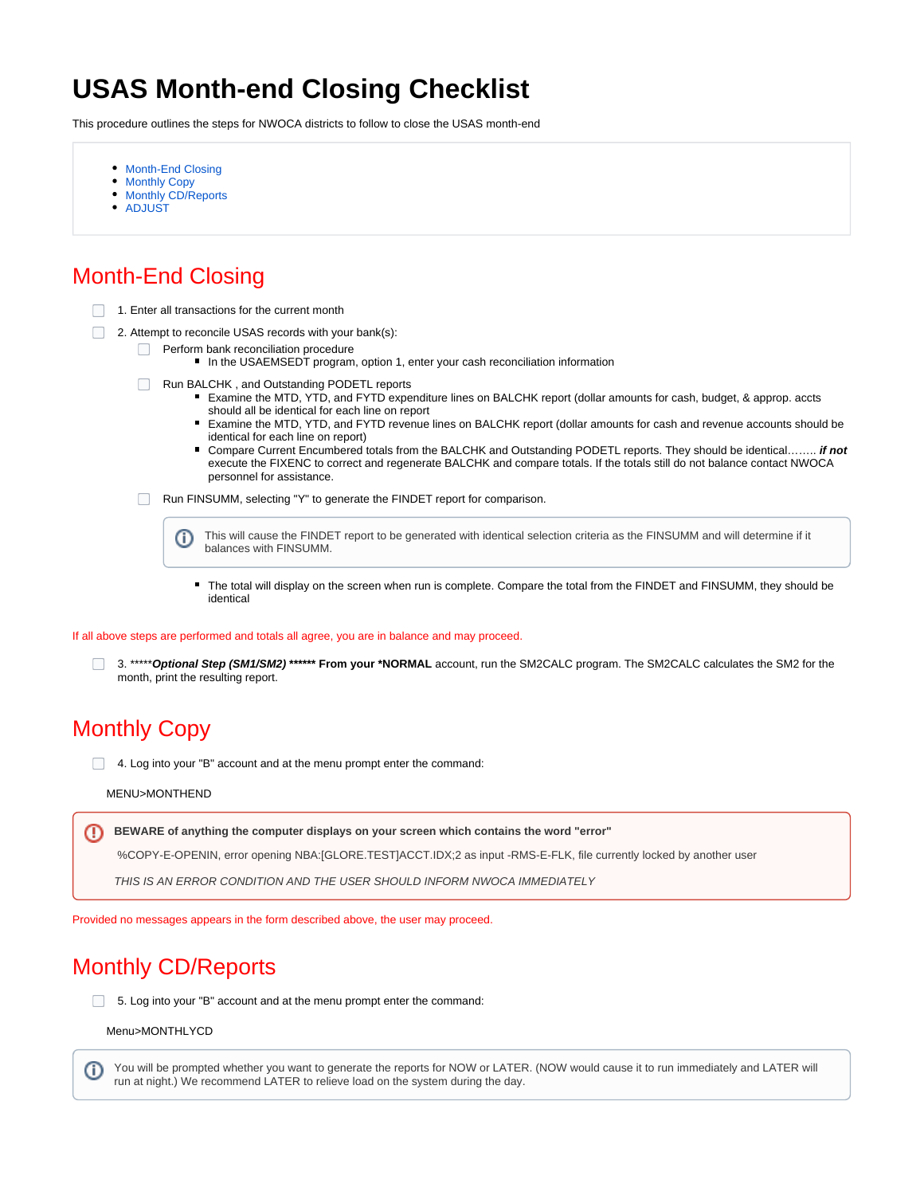# USAS Month-end Closing Checklist

This procedure outlines the steps for NWOCA districts to follow to close the USAS month-end

- Month-End Closing
- Monthly Copy
- Monthly CD/Reports
- ADJUST

## Month-End Closing

- [ ] 1. Enter all transactions for the current month
- [ ] 2. Attempt to reconcile USAS records with your bank(s):
  - [ ] Perform bank reconciliation procedure
    - In the USAEMSEDT program, option 1, enter your cash reconciliation information
  - [ ] Run BALCHK , and Outstanding PODETL reports
    - Examine the MTD, YTD, and FYTD expenditure lines on BALCHK report (dollar amounts for cash, budget, & approp. accts should all be identical for each line on report
    - Examine the MTD, YTD, and FYTD revenue lines on BALCHK report (dollar amounts for cash and revenue accounts should be identical for each line on report)
    - Compare Current Encumbered totals from the BALCHK and Outstanding PODETL reports. They should be identical…….. ***if not*** execute the FIXENC to correct and regenerate BALCHK and compare totals. If the totals still do not balance contact NWOCA personnel for assistance.
  - [ ] Run FINSUMM, selecting "Y" to generate the FINDET report for comparison.

    > This will cause the FINDET report to be generated with identical selection criteria as the FINSUMM and will determine if it balances with FINSUMM.

    - The total will display on the screen when run is complete. Compare the total from the FINDET and FINSUMM, they should be identical

If all above steps are performed and totals all agree, you are in balance and may proceed.

- [ ] 3. *****_**Optional Step (SM1/SM2)**_ ****** **From your *NORMAL** account, run the SM2CALC program. The SM2CALC calculates the SM2 for the month, print the resulting report.

## Monthly Copy

- [ ] 4. Log into your "B" account and at the menu prompt enter the command:

MENU>MONTHEND

> **BEWARE of anything the computer displays on your screen which contains the word "error"**
>
> %COPY-E-OPENIN, error opening NBA:[GLORE.TEST]ACCT.IDX;2 as input -RMS-E-FLK, file currently locked by another user
>
> *THIS IS AN ERROR CONDITION AND THE USER SHOULD INFORM NWOCA IMMEDIATELY*

Provided no messages appears in the form described above, the user may proceed.

## Monthly CD/Reports

- [ ] 5. Log into your "B" account and at the menu prompt enter the command:

Menu>MONTHLYCD

> You will be prompted whether you want to generate the reports for NOW or LATER. (NOW would cause it to run immediately and LATER will run at night.) We recommend LATER to relieve load on the system during the day.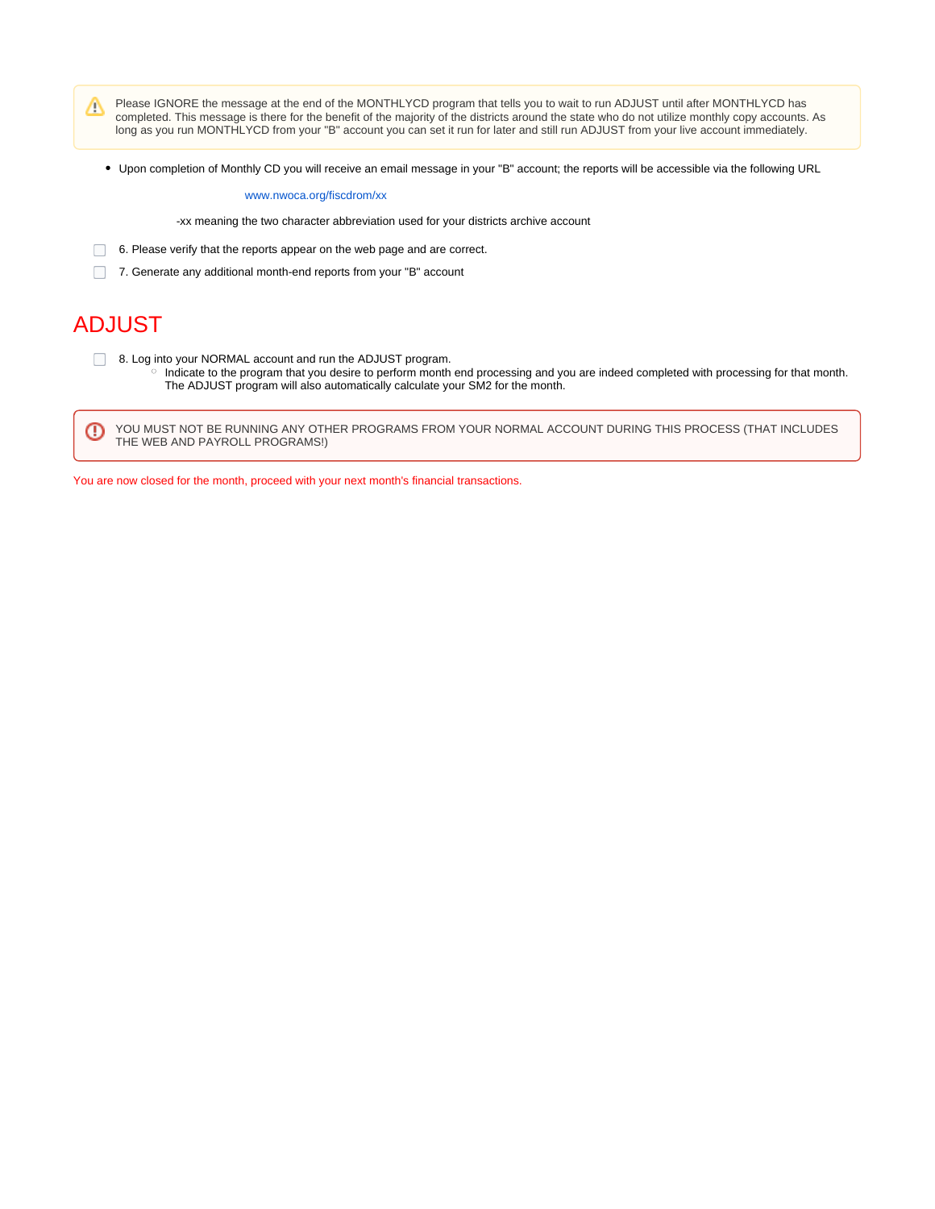> ⚠ Please IGNORE the message at the end of the MONTHLYCD program that tells you to wait to run ADJUST until after MONTHLYCD has completed. This message is there for the benefit of the majority of the districts around the state who do not utilize monthly copy accounts. As long as you run MONTHLYCD from your "B" account you can set it run for later and still run ADJUST from your live account immediately.

- Upon completion of Monthly CD you will receive an email message in your "B" account; the reports will be accessible via the following URL

  www.nwoca.org/fiscdrom/xx

  -xx meaning the two character abbreviation used for your districts archive account

- [ ] 6. Please verify that the reports appear on the web page and are correct.
- [ ] 7. Generate any additional month-end reports from your "B" account

# ADJUST

- [ ] 8. Log into your NORMAL account and run the ADJUST program.
  - Indicate to the program that you desire to perform month end processing and you are indeed completed with processing for that month. The ADJUST program will also automatically calculate your SM2 for the month.

> ⓘ YOU MUST NOT BE RUNNING ANY OTHER PROGRAMS FROM YOUR NORMAL ACCOUNT DURING THIS PROCESS (THAT INCLUDES THE WEB AND PAYROLL PROGRAMS!)

You are now closed for the month, proceed with your next month's financial transactions.